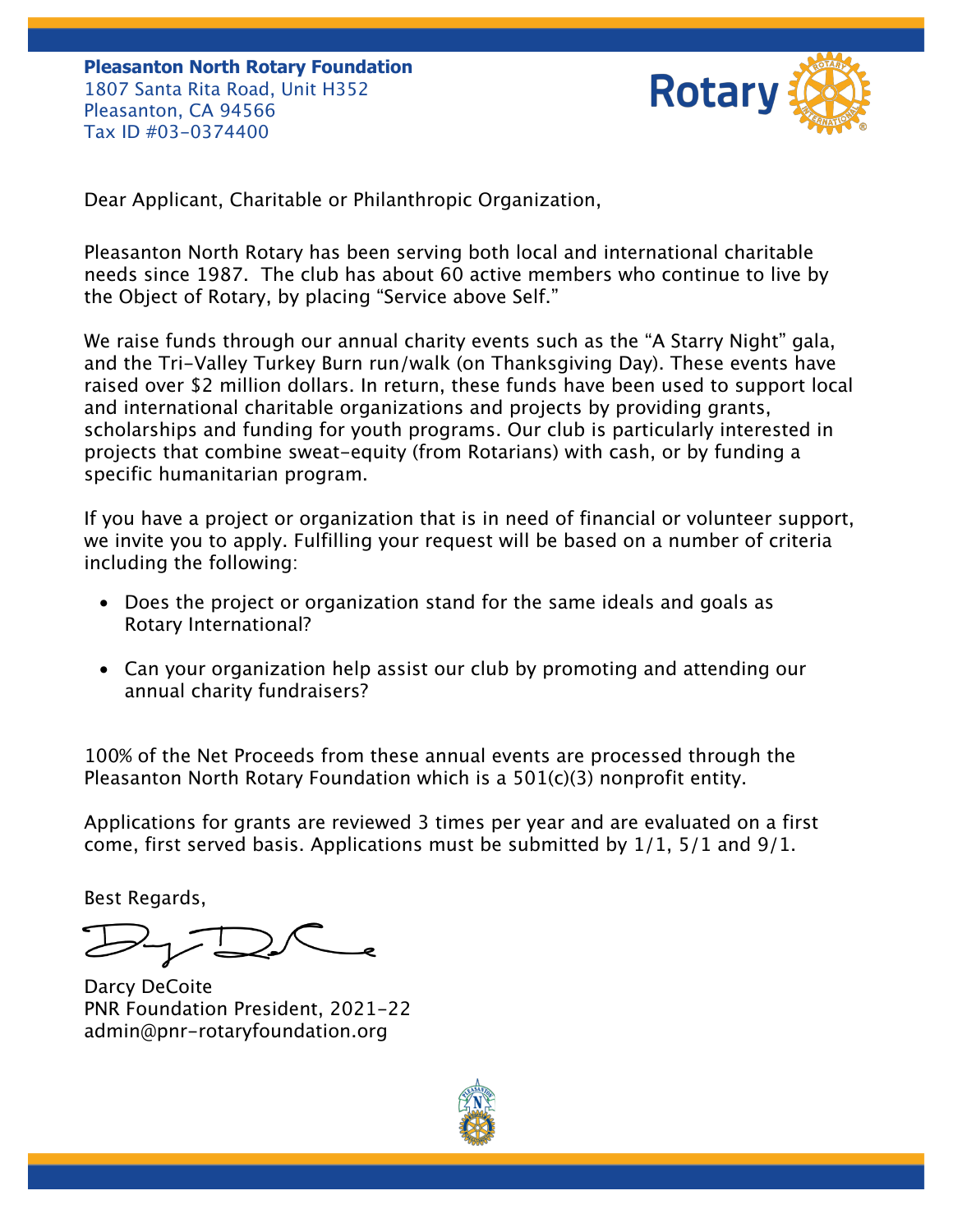**Pleasanton North Rotary Foundation**
1807 Santa Rita Road, Unit H352
Pleasanton, CA 94566
Tax ID #03-0374400

Dear Applicant, Charitable or Philanthropic Organization,

Pleasanton North Rotary has been serving both local and international charitable needs since 1987. The club has about 60 active members who continue to live by the Object of Rotary, by placing "Service above Self."

We raise funds through our annual charity events such as the "A Starry Night" gala, and the Tri-Valley Turkey Burn run/walk (on Thanksgiving Day). These events have raised over $2 million dollars. In return, these funds have been used to support local and international charitable organizations and projects by providing grants, scholarships and funding for youth programs. Our club is particularly interested in projects that combine sweat-equity (from Rotarians) with cash, or by funding a specific humanitarian program.

If you have a project or organization that is in need of financial or volunteer support, we invite you to apply. Fulfilling your request will be based on a number of criteria including the following:

- Does the project or organization stand for the same ideals and goals as Rotary International?
- Can your organization help assist our club by promoting and attending our annual charity fundraisers?

100% of the Net Proceeds from these annual events are processed through the Pleasanton North Rotary Foundation which is a 501(c)(3) nonprofit entity.

Applications for grants are reviewed 3 times per year and are evaluated on a first come, first served basis. Applications must be submitted by 1/1, 5/1 and 9/1.

Best Regards,

Darcy DeCoite
PNR Foundation President, 2021-22
admin@pnr-rotaryfoundation.org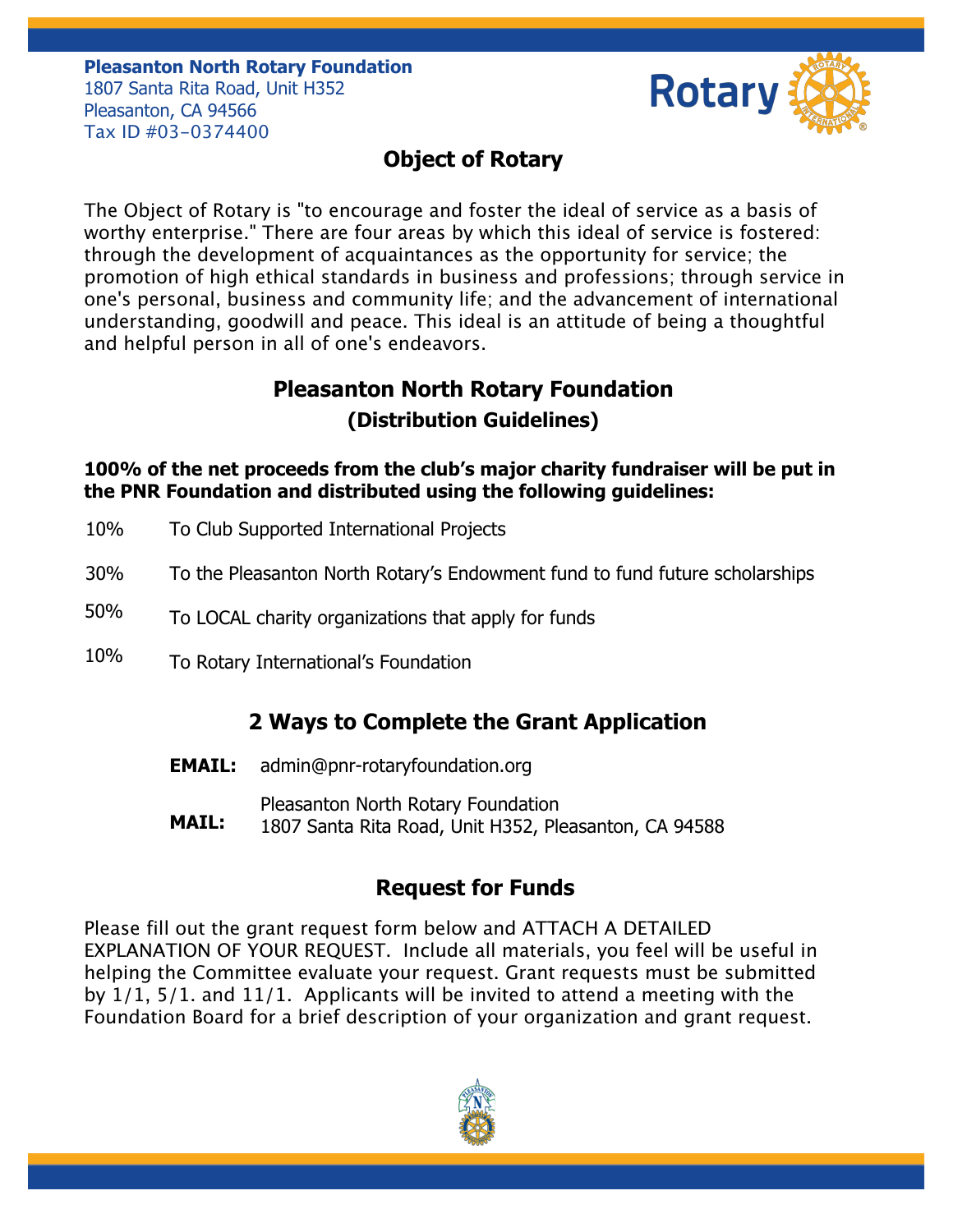**Pleasanton North Rotary Foundation**
1807 Santa Rita Road, Unit H352
Pleasanton, CA 94566
Tax ID #03-0374400

## Object of Rotary

The Object of Rotary is "to encourage and foster the ideal of service as a basis of worthy enterprise." There are four areas by which this ideal of service is fostered: through the development of acquaintances as the opportunity for service; the promotion of high ethical standards in business and professions; through service in one's personal, business and community life; and the advancement of international understanding, goodwill and peace. This ideal is an attitude of being a thoughtful and helpful person in all of one's endeavors.

## Pleasanton North Rotary Foundation

### (Distribution Guidelines)

**100% of the net proceeds from the club's major charity fundraiser will be put in the PNR Foundation and distributed using the following guidelines:**

| | |
|---|---|
| 10% | To Club Supported International Projects |
| 30% | To the Pleasanton North Rotary's Endowment fund to fund future scholarships |
| 50% | To LOCAL charity organizations that apply for funds |
| 10% | To Rotary International's Foundation |

## 2 Ways to Complete the Grant Application

**EMAIL:** admin@pnr-rotaryfoundation.org

**MAIL:** Pleasanton North Rotary Foundation
1807 Santa Rita Road, Unit H352, Pleasanton, CA 94588

## Request for Funds

Please fill out the grant request form below and ATTACH A DETAILED EXPLANATION OF YOUR REQUEST. Include all materials, you feel will be useful in helping the Committee evaluate your request. Grant requests must be submitted by 1/1, 5/1. and 11/1. Applicants will be invited to attend a meeting with the Foundation Board for a brief description of your organization and grant request.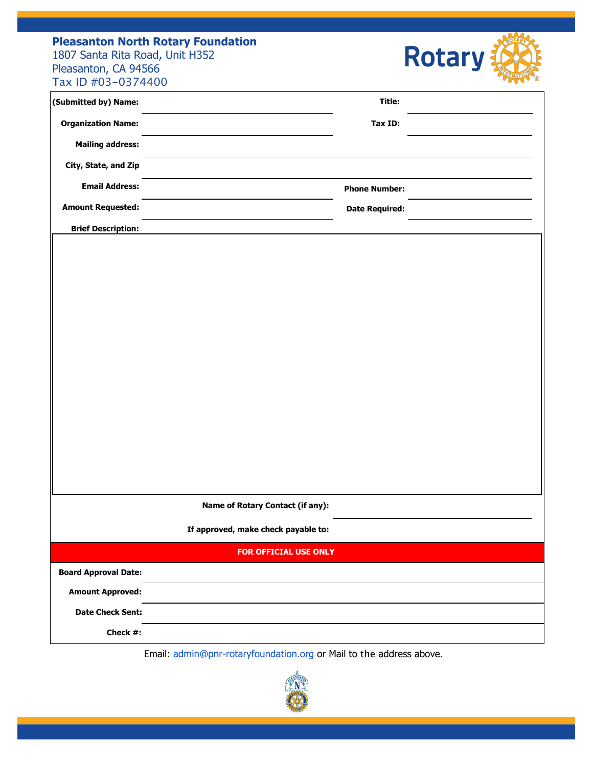**Pleasanton North Rotary Foundation**
1807 Santa Rita Road, Unit H352
Pleasanton, CA 94566
Tax ID #03-0374400

**(Submitted by) Name:** ____________________ **Title:** ____________________

**Organization Name:** ____________________ **Tax ID:** ____________________

**Mailing address:** ____________________

**City, State, and Zip** ____________________

**Email Address:** ____________________ **Phone Number:** ____________________

**Amount Requested:** ____________________ **Date Required:** ____________________

**Brief Description:**

&nbsp;

**Name of Rotary Contact (if any):** ____________________

**If approved, make check payable to:** ____________________

**FOR OFFICIAL USE ONLY**

**Board Approval Date:** ____________________

**Amount Approved:** ____________________

**Date Check Sent:** ____________________

**Check #:** ____________________

Email: admin@pnr-rotaryfoundation.org or Mail to the address above.